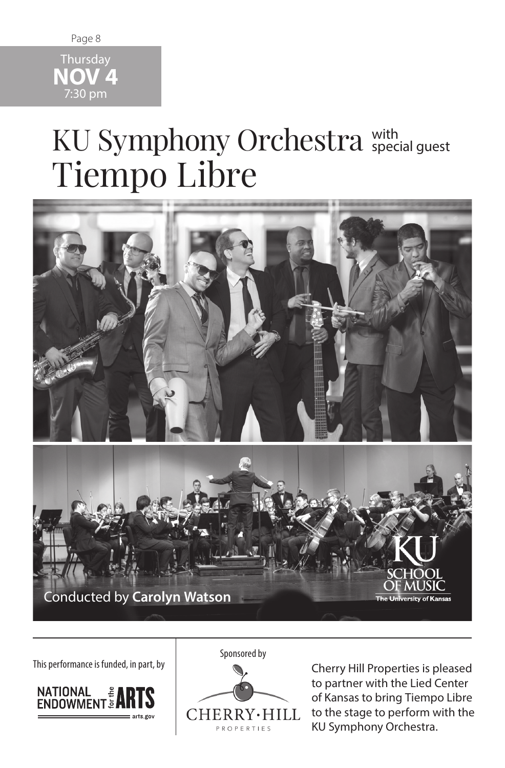Thursday
**NOV 4**
7:30 pm

# KU Symphony Orchestra with special guest Tiempo Libre

Conducted by **Carolyn Watson**

KU SCHOOL OF MUSIC
The University of Kansas

This performance is funded, in part, by

NATIONAL ENDOWMENT for the ARTS
arts.gov

Sponsored by

CHERRY·HILL PROPERTIES

Cherry Hill Properties is pleased to partner with the Lied Center of Kansas to bring Tiempo Libre to the stage to perform with the KU Symphony Orchestra.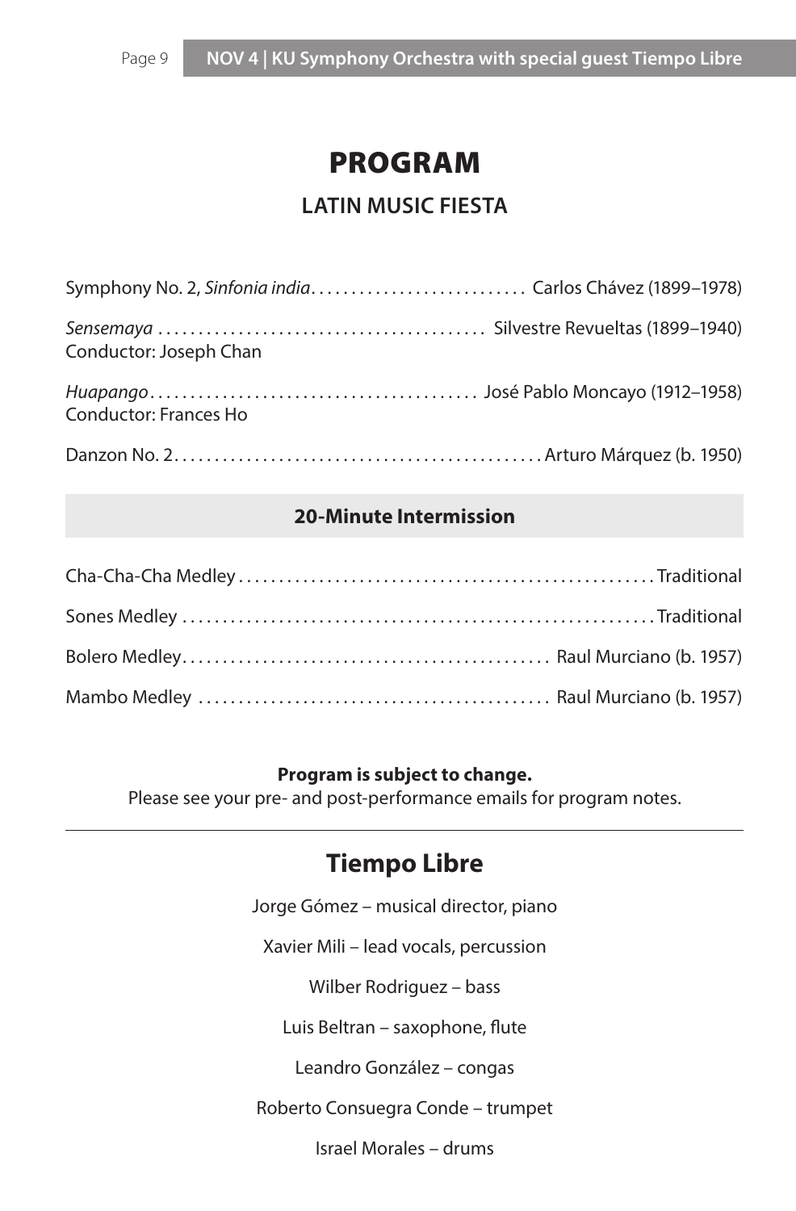# PROGRAM

## LATIN MUSIC FIESTA

Symphony No. 2, *Sinfonia india*. . . . . . . . . . . . . . . . . . . . . . . . . . . Carlos Chávez (1899–1978)

*Sensemaya* . . . . . . . . . . . . . . . . . . . . . . . . . . . . . . . . . . . . . . . . Silvestre Revueltas (1899–1940)
Conductor: Joseph Chan

*Huapango*. . . . . . . . . . . . . . . . . . . . . . . . . . . . . . . . . . . . . . . . José Pablo Moncayo (1912–1958)
Conductor: Frances Ho

Danzon No. 2. . . . . . . . . . . . . . . . . . . . . . . . . . . . . . . . . . . . . . . . . . . . . Arturo Márquez (b. 1950)

**20-Minute Intermission**

Cha-Cha-Cha Medley . . . . . . . . . . . . . . . . . . . . . . . . . . . . . . . . . . . . . . . . . . . . . . . . . . . Traditional

Sones Medley . . . . . . . . . . . . . . . . . . . . . . . . . . . . . . . . . . . . . . . . . . . . . . . . . . . . . . . . . . Traditional

Bolero Medley. . . . . . . . . . . . . . . . . . . . . . . . . . . . . . . . . . . . . . . . . . . . . Raul Murciano (b. 1957)

Mambo Medley . . . . . . . . . . . . . . . . . . . . . . . . . . . . . . . . . . . . . . . . . . . Raul Murciano (b. 1957)

**Program is subject to change.**
Please see your pre- and post-performance emails for program notes.

---

## Tiempo Libre

Jorge Gómez – musical director, piano

Xavier Mili – lead vocals, percussion

Wilber Rodriguez – bass

Luis Beltran – saxophone, flute

Leandro González – congas

Roberto Consuegra Conde – trumpet

Israel Morales – drums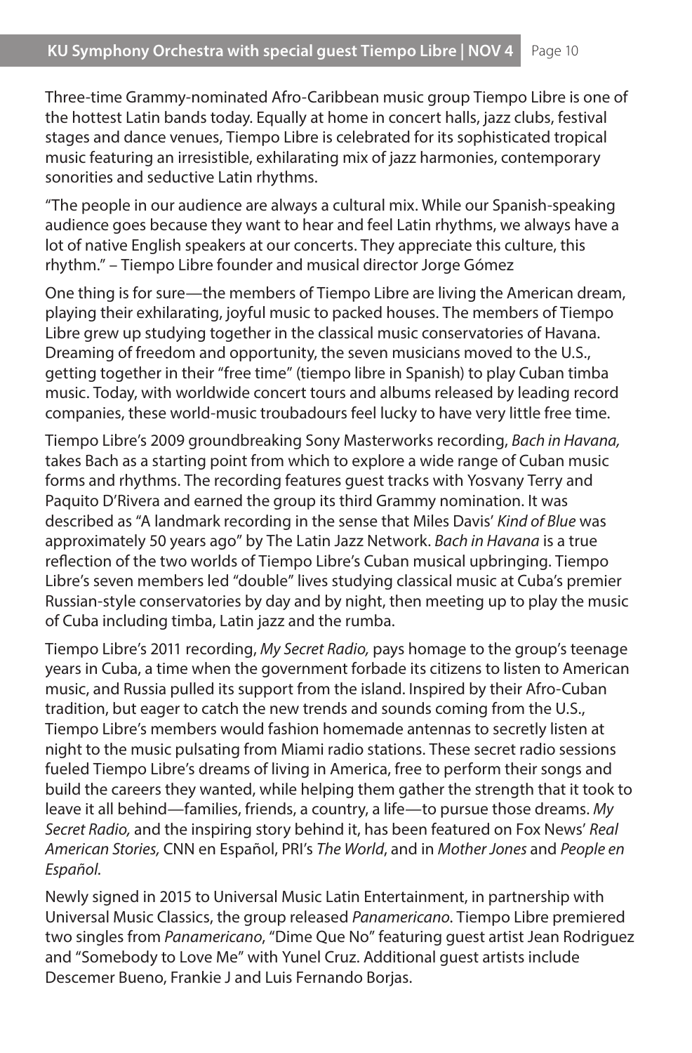Three-time Grammy-nominated Afro-Caribbean music group Tiempo Libre is one of the hottest Latin bands today. Equally at home in concert halls, jazz clubs, festival stages and dance venues, Tiempo Libre is celebrated for its sophisticated tropical music featuring an irresistible, exhilarating mix of jazz harmonies, contemporary sonorities and seductive Latin rhythms.

"The people in our audience are always a cultural mix. While our Spanish-speaking audience goes because they want to hear and feel Latin rhythms, we always have a lot of native English speakers at our concerts. They appreciate this culture, this rhythm." – Tiempo Libre founder and musical director Jorge Gómez

One thing is for sure—the members of Tiempo Libre are living the American dream, playing their exhilarating, joyful music to packed houses. The members of Tiempo Libre grew up studying together in the classical music conservatories of Havana. Dreaming of freedom and opportunity, the seven musicians moved to the U.S., getting together in their "free time" (tiempo libre in Spanish) to play Cuban timba music. Today, with worldwide concert tours and albums released by leading record companies, these world-music troubadours feel lucky to have very little free time.

Tiempo Libre's 2009 groundbreaking Sony Masterworks recording, *Bach in Havana,* takes Bach as a starting point from which to explore a wide range of Cuban music forms and rhythms. The recording features guest tracks with Yosvany Terry and Paquito D'Rivera and earned the group its third Grammy nomination. It was described as "A landmark recording in the sense that Miles Davis' *Kind of Blue* was approximately 50 years ago" by The Latin Jazz Network. *Bach in Havana* is a true reflection of the two worlds of Tiempo Libre's Cuban musical upbringing. Tiempo Libre's seven members led "double" lives studying classical music at Cuba's premier Russian-style conservatories by day and by night, then meeting up to play the music of Cuba including timba, Latin jazz and the rumba.

Tiempo Libre's 2011 recording, *My Secret Radio,* pays homage to the group's teenage years in Cuba, a time when the government forbade its citizens to listen to American music, and Russia pulled its support from the island. Inspired by their Afro-Cuban tradition, but eager to catch the new trends and sounds coming from the U.S., Tiempo Libre's members would fashion homemade antennas to secretly listen at night to the music pulsating from Miami radio stations. These secret radio sessions fueled Tiempo Libre's dreams of living in America, free to perform their songs and build the careers they wanted, while helping them gather the strength that it took to leave it all behind—families, friends, a country, a life—to pursue those dreams. *My Secret Radio,* and the inspiring story behind it, has been featured on Fox News' *Real American Stories,* CNN en Español, PRI's *The World*, and in *Mother Jones* and *People en Español.*

Newly signed in 2015 to Universal Music Latin Entertainment, in partnership with Universal Music Classics, the group released *Panamericano.* Tiempo Libre premiered two singles from *Panamericano*, "Dime Que No" featuring guest artist Jean Rodriguez and "Somebody to Love Me" with Yunel Cruz. Additional guest artists include Descemer Bueno, Frankie J and Luis Fernando Borjas.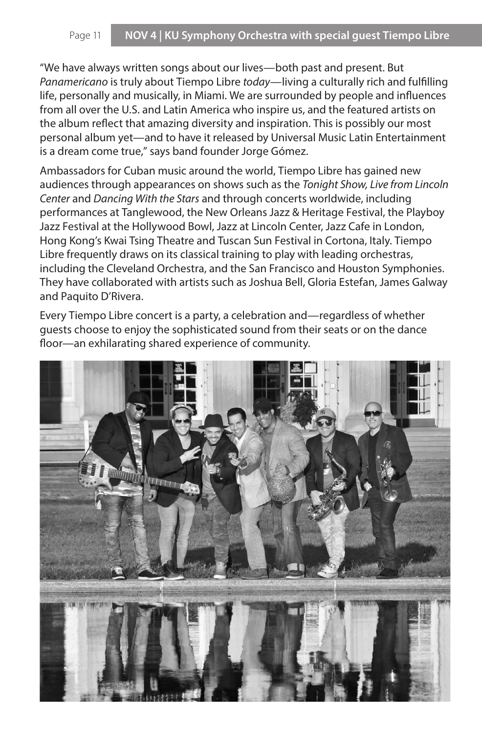"We have always written songs about our lives—both past and present. But *Panamericano* is truly about Tiempo Libre *today*—living a culturally rich and fulfilling life, personally and musically, in Miami. We are surrounded by people and influences from all over the U.S. and Latin America who inspire us, and the featured artists on the album reflect that amazing diversity and inspiration. This is possibly our most personal album yet—and to have it released by Universal Music Latin Entertainment is a dream come true," says band founder Jorge Gómez.

Ambassadors for Cuban music around the world, Tiempo Libre has gained new audiences through appearances on shows such as the *Tonight Show, Live from Lincoln Center* and *Dancing With the Stars* and through concerts worldwide, including performances at Tanglewood, the New Orleans Jazz & Heritage Festival, the Playboy Jazz Festival at the Hollywood Bowl, Jazz at Lincoln Center, Jazz Cafe in London, Hong Kong's Kwai Tsing Theatre and Tuscan Sun Festival in Cortona, Italy. Tiempo Libre frequently draws on its classical training to play with leading orchestras, including the Cleveland Orchestra, and the San Francisco and Houston Symphonies. They have collaborated with artists such as Joshua Bell, Gloria Estefan, James Galway and Paquito D'Rivera.

Every Tiempo Libre concert is a party, a celebration and—regardless of whether guests choose to enjoy the sophisticated sound from their seats or on the dance floor—an exhilarating shared experience of community.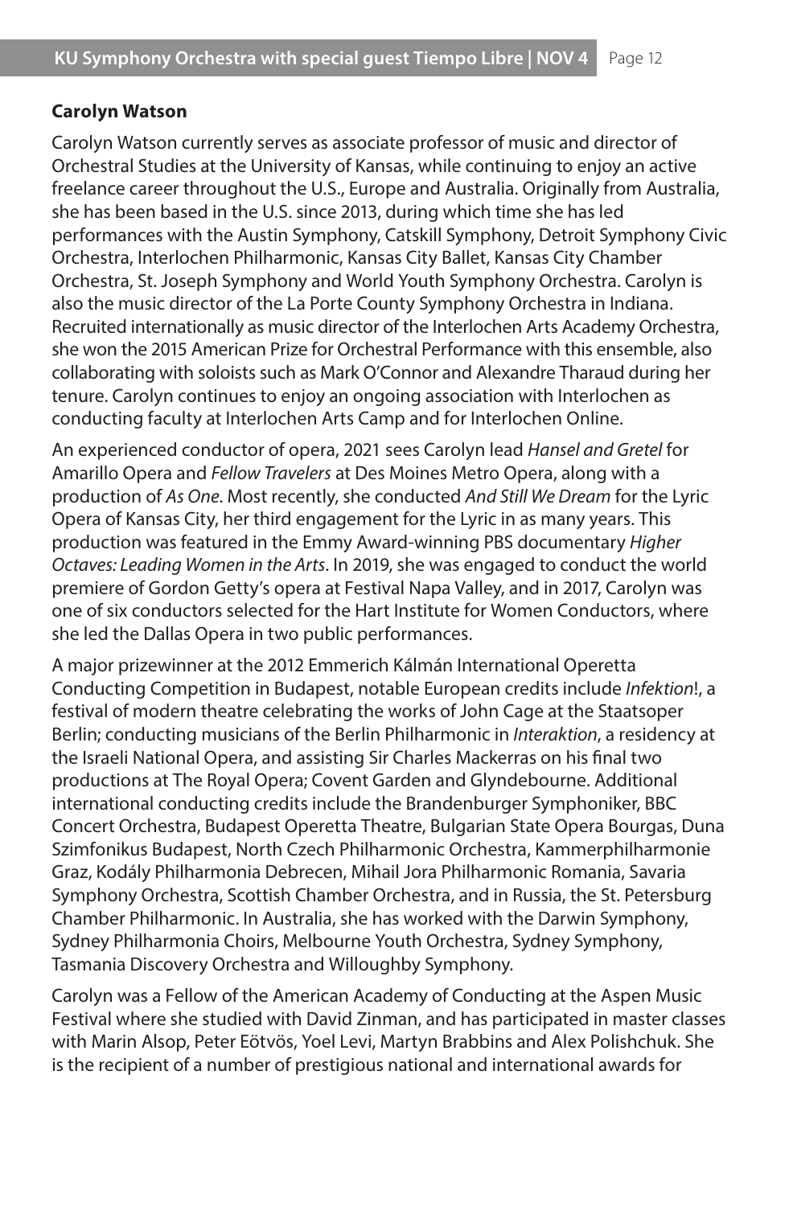**Carolyn Watson**

Carolyn Watson currently serves as associate professor of music and director of Orchestral Studies at the University of Kansas, while continuing to enjoy an active freelance career throughout the U.S., Europe and Australia. Originally from Australia, she has been based in the U.S. since 2013, during which time she has led performances with the Austin Symphony, Catskill Symphony, Detroit Symphony Civic Orchestra, Interlochen Philharmonic, Kansas City Ballet, Kansas City Chamber Orchestra, St. Joseph Symphony and World Youth Symphony Orchestra. Carolyn is also the music director of the La Porte County Symphony Orchestra in Indiana. Recruited internationally as music director of the Interlochen Arts Academy Orchestra, she won the 2015 American Prize for Orchestral Performance with this ensemble, also collaborating with soloists such as Mark O'Connor and Alexandre Tharaud during her tenure. Carolyn continues to enjoy an ongoing association with Interlochen as conducting faculty at Interlochen Arts Camp and for Interlochen Online.

An experienced conductor of opera, 2021 sees Carolyn lead *Hansel and Gretel* for Amarillo Opera and *Fellow Travelers* at Des Moines Metro Opera, along with a production of *As One*. Most recently, she conducted *And Still We Dream* for the Lyric Opera of Kansas City, her third engagement for the Lyric in as many years. This production was featured in the Emmy Award-winning PBS documentary *Higher Octaves: Leading Women in the Arts*. In 2019, she was engaged to conduct the world premiere of Gordon Getty's opera at Festival Napa Valley, and in 2017, Carolyn was one of six conductors selected for the Hart Institute for Women Conductors, where she led the Dallas Opera in two public performances.

A major prizewinner at the 2012 Emmerich Kálmán International Operetta Conducting Competition in Budapest, notable European credits include *Infektion*!, a festival of modern theatre celebrating the works of John Cage at the Staatsoper Berlin; conducting musicians of the Berlin Philharmonic in *Interaktion*, a residency at the Israeli National Opera, and assisting Sir Charles Mackerras on his final two productions at The Royal Opera; Covent Garden and Glyndebourne. Additional international conducting credits include the Brandenburger Symphoniker, BBC Concert Orchestra, Budapest Operetta Theatre, Bulgarian State Opera Bourgas, Duna Szimfonikus Budapest, North Czech Philharmonic Orchestra, Kammerphilharmonie Graz, Kodály Philharmonia Debrecen, Mihail Jora Philharmonic Romania, Savaria Symphony Orchestra, Scottish Chamber Orchestra, and in Russia, the St. Petersburg Chamber Philharmonic. In Australia, she has worked with the Darwin Symphony, Sydney Philharmonia Choirs, Melbourne Youth Orchestra, Sydney Symphony, Tasmania Discovery Orchestra and Willoughby Symphony.

Carolyn was a Fellow of the American Academy of Conducting at the Aspen Music Festival where she studied with David Zinman, and has participated in master classes with Marin Alsop, Peter Eötvös, Yoel Levi, Martyn Brabbins and Alex Polishchuk. She is the recipient of a number of prestigious national and international awards for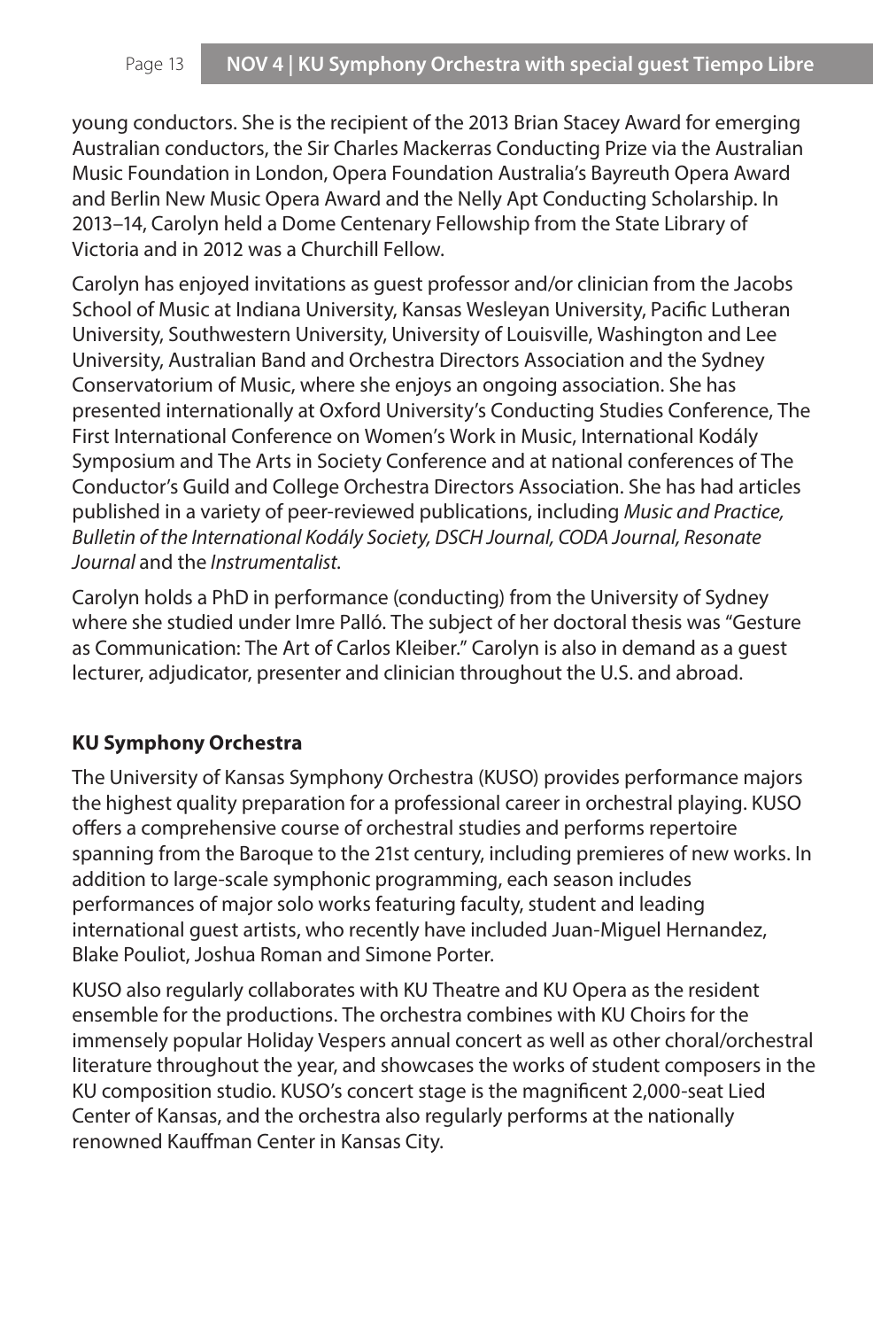young conductors. She is the recipient of the 2013 Brian Stacey Award for emerging Australian conductors, the Sir Charles Mackerras Conducting Prize via the Australian Music Foundation in London, Opera Foundation Australia's Bayreuth Opera Award and Berlin New Music Opera Award and the Nelly Apt Conducting Scholarship. In 2013–14, Carolyn held a Dome Centenary Fellowship from the State Library of Victoria and in 2012 was a Churchill Fellow.

Carolyn has enjoyed invitations as guest professor and/or clinician from the Jacobs School of Music at Indiana University, Kansas Wesleyan University, Pacific Lutheran University, Southwestern University, University of Louisville, Washington and Lee University, Australian Band and Orchestra Directors Association and the Sydney Conservatorium of Music, where she enjoys an ongoing association. She has presented internationally at Oxford University's Conducting Studies Conference, The First International Conference on Women's Work in Music, International Kodály Symposium and The Arts in Society Conference and at national conferences of The Conductor's Guild and College Orchestra Directors Association. She has had articles published in a variety of peer-reviewed publications, including *Music and Practice, Bulletin of the International Kodály Society, DSCH Journal, CODA Journal, Resonate Journal* and the *Instrumentalist.*

Carolyn holds a PhD in performance (conducting) from the University of Sydney where she studied under Imre Palló. The subject of her doctoral thesis was "Gesture as Communication: The Art of Carlos Kleiber." Carolyn is also in demand as a guest lecturer, adjudicator, presenter and clinician throughout the U.S. and abroad.

**KU Symphony Orchestra**

The University of Kansas Symphony Orchestra (KUSO) provides performance majors the highest quality preparation for a professional career in orchestral playing. KUSO offers a comprehensive course of orchestral studies and performs repertoire spanning from the Baroque to the 21st century, including premieres of new works. In addition to large-scale symphonic programming, each season includes performances of major solo works featuring faculty, student and leading international guest artists, who recently have included Juan-Miguel Hernandez, Blake Pouliot, Joshua Roman and Simone Porter.

KUSO also regularly collaborates with KU Theatre and KU Opera as the resident ensemble for the productions. The orchestra combines with KU Choirs for the immensely popular Holiday Vespers annual concert as well as other choral/orchestral literature throughout the year, and showcases the works of student composers in the KU composition studio. KUSO's concert stage is the magnificent 2,000-seat Lied Center of Kansas, and the orchestra also regularly performs at the nationally renowned Kauffman Center in Kansas City.